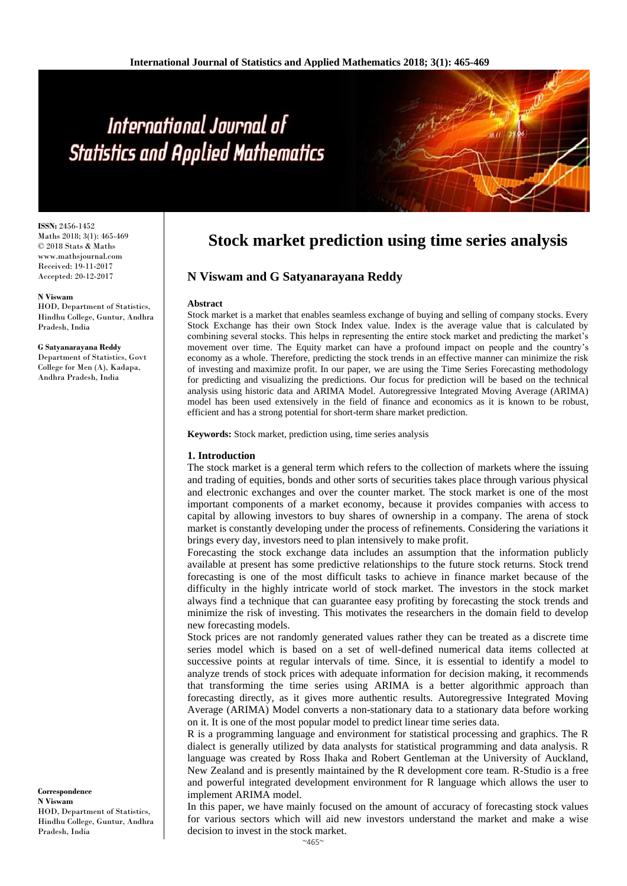# Stock market prediction using time series analysis

## N Viswam and G Satyanarayana Reddy

ISSN: 2456-1452
Maths 2018; 3(1): 465-469
© 2018 Stats & Maths
www.mathsjournal.com
Received: 19-11-2017
Accepted: 20-12-2017

**N Viswam**
HOD, Department of Statistics, Hindhu College, Guntur, Andhra Pradesh, India

**G Satyanarayana Reddy**
Department of Statistics, Govt College for Men (A), Kadapa, Andhra Pradesh, India

**Correspondence**
**N Viswam**
HOD, Department of Statistics, Hindhu College, Guntur, Andhra Pradesh, India

**Abstract**

Stock market is a market that enables seamless exchange of buying and selling of company stocks. Every Stock Exchange has their own Stock Index value. Index is the average value that is calculated by combining several stocks. This helps in representing the entire stock market and predicting the market's movement over time. The Equity market can have a profound impact on people and the country's economy as a whole. Therefore, predicting the stock trends in an effective manner can minimize the risk of investing and maximize profit. In our paper, we are using the Time Series Forecasting methodology for predicting and visualizing the predictions. Our focus for prediction will be based on the technical analysis using historic data and ARIMA Model. Autoregressive Integrated Moving Average (ARIMA) model has been used extensively in the field of finance and economics as it is known to be robust, efficient and has a strong potential for short-term share market prediction.

**Keywords:** Stock market, prediction using, time series analysis

### 1. Introduction

The stock market is a general term which refers to the collection of markets where the issuing and trading of equities, bonds and other sorts of securities takes place through various physical and electronic exchanges and over the counter market. The stock market is one of the most important components of a market economy, because it provides companies with access to capital by allowing investors to buy shares of ownership in a company. The arena of stock market is constantly developing under the process of refinements. Considering the variations it brings every day, investors need to plan intensively to make profit.

Forecasting the stock exchange data includes an assumption that the information publicly available at present has some predictive relationships to the future stock returns. Stock trend forecasting is one of the most difficult tasks to achieve in finance market because of the difficulty in the highly intricate world of stock market. The investors in the stock market always find a technique that can guarantee easy profiting by forecasting the stock trends and minimize the risk of investing. This motivates the researchers in the domain field to develop new forecasting models.

Stock prices are not randomly generated values rather they can be treated as a discrete time series model which is based on a set of well-defined numerical data items collected at successive points at regular intervals of time. Since, it is essential to identify a model to analyze trends of stock prices with adequate information for decision making, it recommends that transforming the time series using ARIMA is a better algorithmic approach than forecasting directly, as it gives more authentic results. Autoregressive Integrated Moving Average (ARIMA) Model converts a non-stationary data to a stationary data before working on it. It is one of the most popular model to predict linear time series data.

R is a programming language and environment for statistical processing and graphics. The R dialect is generally utilized by data analysts for statistical programming and data analysis. R language was created by Ross Ihaka and Robert Gentleman at the University of Auckland, New Zealand and is presently maintained by the R development core team. R-Studio is a free and powerful integrated development environment for R language which allows the user to implement ARIMA model.

In this paper, we have mainly focused on the amount of accuracy of forecasting stock values for various sectors which will aid new investors understand the market and make a wise decision to invest in the stock market.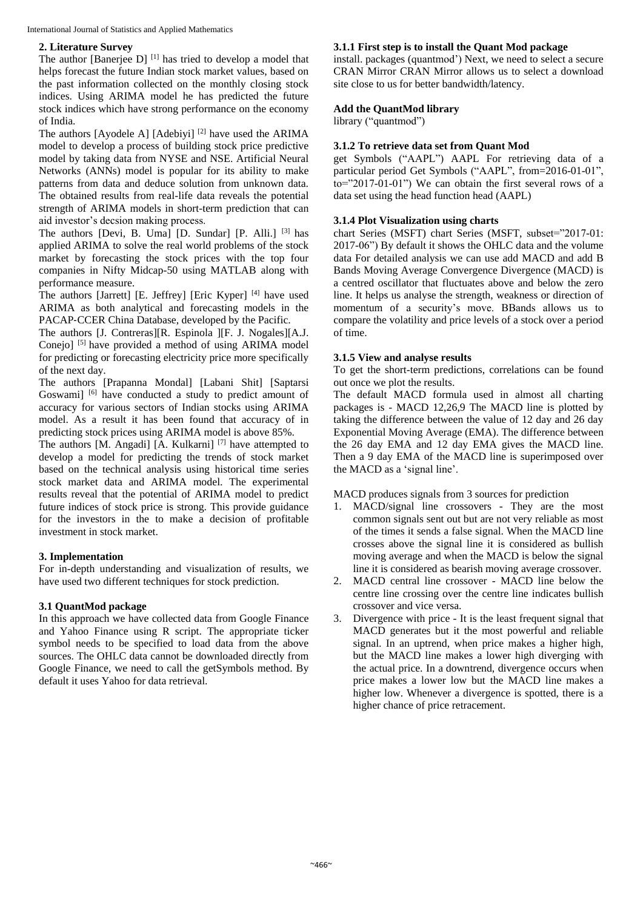## 2. Literature Survey

The author [Banerjee D] [1] has tried to develop a model that helps forecast the future Indian stock market values, based on the past information collected on the monthly closing stock indices. Using ARIMA model he has predicted the future stock indices which have strong performance on the economy of India.

The authors [Ayodele A] [Adebiyi] [2] have used the ARIMA model to develop a process of building stock price predictive model by taking data from NYSE and NSE. Artificial Neural Networks (ANNs) model is popular for its ability to make patterns from data and deduce solution from unknown data. The obtained results from real-life data reveals the potential strength of ARIMA models in short-term prediction that can aid investor's decsion making process.

The authors [Devi, B. Uma] [D. Sundar] [P. Alli.] [3] has applied ARIMA to solve the real world problems of the stock market by forecasting the stock prices with the top four companies in Nifty Midcap-50 using MATLAB along with performance measure.

The authors [Jarrett] [E. Jeffrey] [Eric Kyper] [4] have used ARIMA as both analytical and forecasting models in the PACAP-CCER China Database, developed by the Pacific.

The authors [J. Contreras][R. Espinola ][F. J. Nogales][A.J. Conejo] [5] have provided a method of using ARIMA model for predicting or forecasting electricity price more specifically of the next day.

The authors [Prapanna Mondal] [Labani Shit] [Saptarsi Goswami] [6] have conducted a study to predict amount of accuracy for various sectors of Indian stocks using ARIMA model. As a result it has been found that accuracy of in predicting stock prices using ARIMA model is above 85%.

The authors [M. Angadi] [A. Kulkarni] [7] have attempted to develop a model for predicting the trends of stock market based on the technical analysis using historical time series stock market data and ARIMA model. The experimental results reveal that the potential of ARIMA model to predict future indices of stock price is strong. This provide guidance for the investors in the to make a decision of profitable investment in stock market.

## 3. Implementation

For in-depth understanding and visualization of results, we have used two different techniques for stock prediction.

### 3.1 QuantMod package

In this approach we have collected data from Google Finance and Yahoo Finance using R script. The appropriate ticker symbol needs to be specified to load data from the above sources. The OHLC data cannot be downloaded directly from Google Finance, we need to call the getSymbols method. By default it uses Yahoo for data retrieval.

#### 3.1.1 First step is to install the Quant Mod package

install. packages (quantmod') Next, we need to select a secure CRAN Mirror CRAN Mirror allows us to select a download site close to us for better bandwidth/latency.

**Add the QuantMod library**

library ("quantmod")

#### 3.1.2 To retrieve data set from Quant Mod

get Symbols ("AAPL") AAPL For retrieving data of a particular period Get Symbols ("AAPL", from=2016-01-01", to="2017-01-01") We can obtain the first several rows of a data set using the head function head (AAPL)

#### 3.1.4 Plot Visualization using charts

chart Series (MSFT) chart Series (MSFT, subset="2017-01: 2017-06") By default it shows the OHLC data and the volume data For detailed analysis we can use add MACD and add B Bands Moving Average Convergence Divergence (MACD) is a centred oscillator that fluctuates above and below the zero line. It helps us analyse the strength, weakness or direction of momentum of a security's move. BBands allows us to compare the volatility and price levels of a stock over a period of time.

#### 3.1.5 View and analyse results

To get the short-term predictions, correlations can be found out once we plot the results.

The default MACD formula used in almost all charting packages is - MACD 12,26,9 The MACD line is plotted by taking the difference between the value of 12 day and 26 day Exponential Moving Average (EMA). The difference between the 26 day EMA and 12 day EMA gives the MACD line. Then a 9 day EMA of the MACD line is superimposed over the MACD as a 'signal line'.

MACD produces signals from 3 sources for prediction

1. MACD/signal line crossovers - They are the most common signals sent out but are not very reliable as most of the times it sends a false signal. When the MACD line crosses above the signal line it is considered as bullish moving average and when the MACD is below the signal line it is considered as bearish moving average crossover.
2. MACD central line crossover - MACD line below the centre line crossing over the centre line indicates bullish crossover and vice versa.
3. Divergence with price - It is the least frequent signal that MACD generates but it the most powerful and reliable signal. In an uptrend, when price makes a higher high, but the MACD line makes a lower high diverging with the actual price. In a downtrend, divergence occurs when price makes a lower low but the MACD line makes a higher low. Whenever a divergence is spotted, there is a higher chance of price retracement.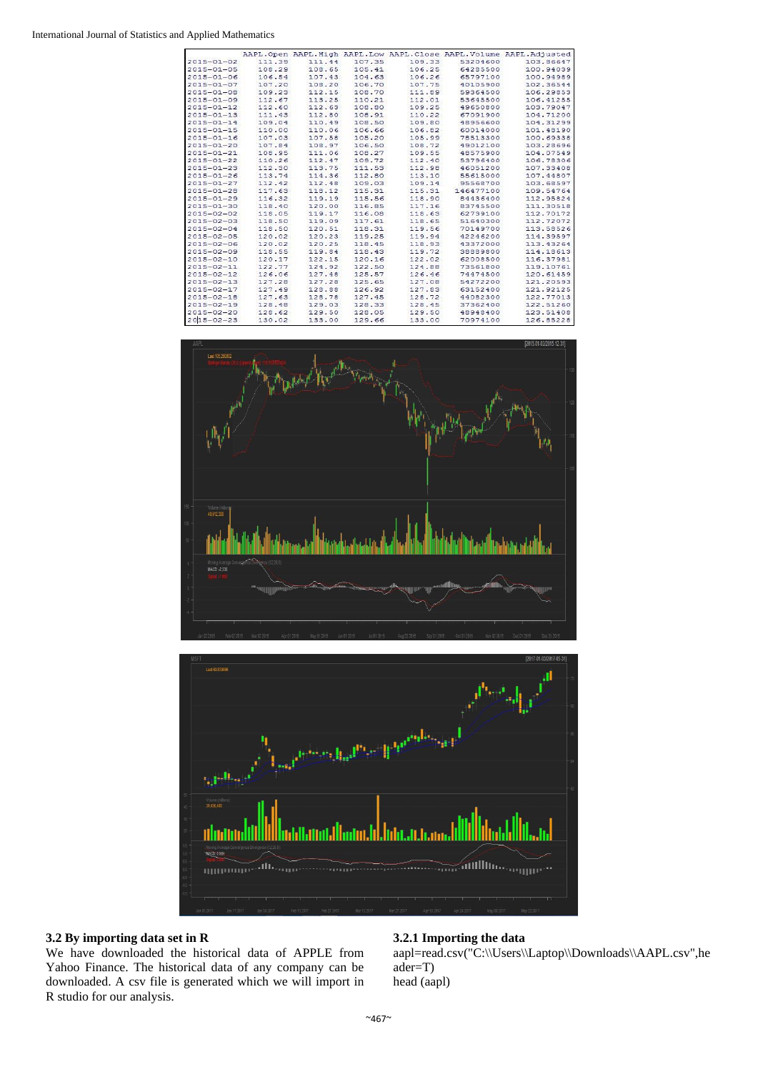| | AAPL.Open | AAPL.High | AAPL.Low | AAPL.Close | AAPL.Volume | AAPL.Adjusted |
|---|---|---|---|---|---|---|
| 2015-01-02 | 111.39 | 111.44 | 107.35 | 109.33 | 53204600 | 103.86647 |
| 2015-01-05 | 108.29 | 108.65 | 105.41 | 106.25 | 64285500 | 100.94039 |
| 2015-01-06 | 106.54 | 107.43 | 104.63 | 106.26 | 65797100 | 100.94989 |
| 2015-01-07 | 107.20 | 108.20 | 106.70 | 107.75 | 40105900 | 102.36544 |
| 2015-01-08 | 109.23 | 112.15 | 108.70 | 111.89 | 59364500 | 106.29859 |
| 2015-01-09 | 112.67 | 113.25 | 110.21 | 112.01 | 53645500 | 106.41255 |
| 2015-01-12 | 112.60 | 112.63 | 108.80 | 109.25 | 49650800 | 103.79047 |
| 2015-01-13 | 111.43 | 112.80 | 108.91 | 110.22 | 67091900 | 104.71200 |
| 2015-01-14 | 109.04 | 110.49 | 108.50 | 109.80 | 48956600 | 104.31299 |
| 2015-01-15 | 110.00 | 110.06 | 106.66 | 106.82 | 60014000 | 101.48190 |
| 2015-01-16 | 107.03 | 107.58 | 105.20 | 105.99 | 78513300 | 100.69338 |
| 2015-01-20 | 107.84 | 108.97 | 106.50 | 108.72 | 49012100 | 103.28696 |
| 2015-01-21 | 108.95 | 111.06 | 108.27 | 109.55 | 48575900 | 104.07549 |
| 2015-01-22 | 110.26 | 112.47 | 109.72 | 112.40 | 53796400 | 106.78306 |
| 2015-01-23 | 112.30 | 113.75 | 111.53 | 112.98 | 46051200 | 107.33408 |
| 2015-01-26 | 113.74 | 114.36 | 112.80 | 113.10 | 55615000 | 107.44807 |
| 2015-01-27 | 112.42 | 112.48 | 109.03 | 109.14 | 95568700 | 103.68597 |
| 2015-01-28 | 117.63 | 118.12 | 115.31 | 115.31 | 146477100 | 109.54764 |
| 2015-01-29 | 116.32 | 119.19 | 115.56 | 118.90 | 84436400 | 112.95824 |
| 2015-01-30 | 118.40 | 120.00 | 116.85 | 117.16 | 83745500 | 111.30518 |
| 2015-02-02 | 118.05 | 119.17 | 116.08 | 118.63 | 62739100 | 112.70172 |
| 2015-02-03 | 118.50 | 119.09 | 117.61 | 118.65 | 51840300 | 112.72072 |
| 2015-02-04 | 118.50 | 120.51 | 118.31 | 119.56 | 70149700 | 113.58526 |
| 2015-02-05 | 120.02 | 120.23 | 119.25 | 119.94 | 42246200 | 114.39597 |
| 2015-02-06 | 120.02 | 120.25 | 118.45 | 118.93 | 43372000 | 113.43264 |
| 2015-02-09 | 118.55 | 119.84 | 118.43 | 119.72 | 38889800 | 114.18613 |
| 2015-02-10 | 120.17 | 122.15 | 120.16 | 122.02 | 62008500 | 116.37981 |
| 2015-02-11 | 122.77 | 124.92 | 122.50 | 124.88 | 73561800 | 119.10761 |
| 2015-02-12 | 126.06 | 127.48 | 125.57 | 126.46 | 74474500 | 120.61459 |
| 2015-02-13 | 127.28 | 127.28 | 125.65 | 127.08 | 54272200 | 121.20593 |
| 2015-02-17 | 127.49 | 128.88 | 126.92 | 127.83 | 63152400 | 121.92125 |
| 2015-02-18 | 127.63 | 128.78 | 127.45 | 128.72 | 44082300 | 122.77013 |
| 2015-02-19 | 128.48 | 129.03 | 128.33 | 128.45 | 37362400 | 122.51260 |
| 2015-02-20 | 128.62 | 129.50 | 128.05 | 129.50 | 48948400 | 123.51408 |
| 2015-02-23 | 130.02 | 133.00 | 129.66 | 133.00 | 70974100 | 126.85228 |

### 3.2 By importing data set in R

We have downloaded the historical data of APPLE from Yahoo Finance. The historical data of any company can be downloaded. A csv file is generated which we will import in R studio for our analysis.

### 3.2.1 Importing the data

```
aapl=read.csv("C:\\Users\\Laptop\\Downloads\\AAPL.csv",header=T)
head (aapl)
```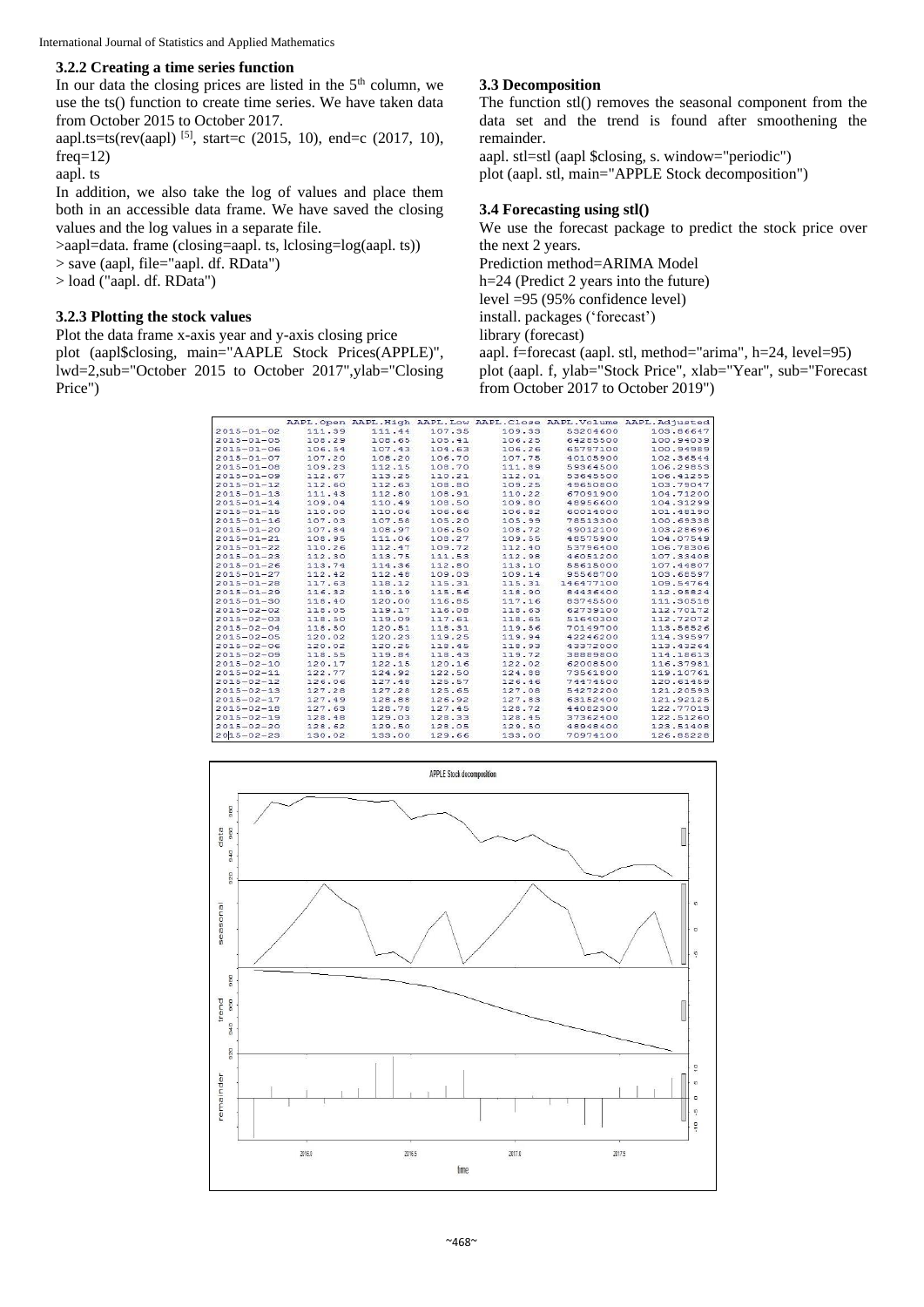### 3.2.2 Creating a time series function

In our data the closing prices are listed in the 5th column, we use the ts() function to create time series. We have taken data from October 2015 to October 2017.

aapl.ts=ts(rev(aapl) [5], start=c (2015, 10), end=c (2017, 10), freq=12)

aapl. ts

In addition, we also take the log of values and place them both in an accessible data frame. We have saved the closing values and the log values in a separate file.

>aapl=data. frame (closing=aapl. ts, lclosing=log(aapl. ts))

> save (aapl, file="aapl. df. RData")

> load ("aapl. df. RData")

### 3.2.3 Plotting the stock values

Plot the data frame x-axis year and y-axis closing price

plot (aapl$closing, main="AAPLE Stock Prices(APPLE)", lwd=2,sub="October 2015 to October 2017",ylab="Closing Price")

### 3.3 Decomposition

The function stl() removes the seasonal component from the data set and the trend is found after smoothening the remainder.

aapl. stl=stl (aapl $closing, s. window="periodic")

plot (aapl. stl, main="APPLE Stock decomposition")

### 3.4 Forecasting using stl()

We use the forecast package to predict the stock price over the next 2 years.

Prediction method=ARIMA Model

h=24 (Predict 2 years into the future)

level =95 (95% confidence level)

install. packages ('forecast')

library (forecast)

aapl. f=forecast (aapl. stl, method="arima", h=24, level=95)

plot (aapl. f, ylab="Stock Price", xlab="Year", sub="Forecast from October 2017 to October 2019")

| | AAPL.Open | AAPL.High | AAPL.Low | AAPL.Close | AAPL.Volume | AAPL.Adjusted |
|---|---|---|---|---|---|---|
| 2015-01-02 | 111.39 | 111.44 | 107.35 | 109.33 | 53204600 | 103.86647 |
| 2015-01-05 | 108.29 | 108.65 | 105.41 | 106.25 | 64285500 | 100.94039 |
| 2015-01-06 | 106.54 | 107.43 | 104.63 | 106.26 | 65797100 | 100.94989 |
| 2015-01-07 | 107.20 | 108.20 | 106.70 | 107.75 | 40105900 | 102.36544 |
| 2015-01-08 | 109.23 | 112.15 | 108.70 | 111.89 | 59364500 | 106.29853 |
| 2015-01-09 | 112.67 | 113.25 | 110.21 | 112.01 | 53645500 | 106.41255 |
| 2015-01-12 | 112.60 | 112.63 | 108.80 | 109.25 | 49650800 | 103.79047 |
| 2015-01-13 | 111.43 | 112.80 | 108.91 | 110.22 | 67091900 | 104.71200 |
| 2015-01-14 | 109.04 | 110.49 | 108.50 | 109.80 | 48956600 | 104.31299 |
| 2015-01-15 | 110.00 | 110.06 | 106.66 | 106.82 | 60014000 | 101.48190 |
| 2015-01-16 | 107.03 | 107.58 | 105.20 | 105.99 | 78513300 | 100.69338 |
| 2015-01-20 | 107.84 | 108.97 | 106.50 | 108.72 | 49012100 | 103.28696 |
| 2015-01-21 | 108.95 | 111.06 | 108.27 | 109.55 | 48575900 | 104.07549 |
| 2015-01-22 | 110.26 | 112.47 | 109.72 | 112.40 | 53796400 | 106.78306 |
| 2015-01-23 | 112.30 | 113.75 | 111.53 | 112.98 | 46051200 | 107.33408 |
| 2015-01-26 | 113.74 | 114.36 | 112.80 | 113.10 | 55615000 | 107.44807 |
| 2015-01-27 | 112.42 | 112.48 | 109.03 | 109.14 | 95568700 | 103.68597 |
| 2015-01-28 | 117.63 | 118.12 | 115.31 | 115.31 | 146477100 | 109.54764 |
| 2015-01-29 | 116.32 | 119.19 | 115.56 | 118.90 | 84436400 | 112.95824 |
| 2015-01-30 | 118.40 | 120.00 | 116.85 | 117.16 | 83745500 | 111.30518 |
| 2015-02-02 | 118.05 | 119.17 | 116.08 | 118.63 | 62739100 | 112.70172 |
| 2015-02-03 | 118.50 | 119.09 | 117.61 | 118.65 | 51640300 | 112.72072 |
| 2015-02-04 | 118.50 | 120.51 | 118.31 | 119.56 | 70149700 | 113.58526 |
| 2015-02-05 | 120.02 | 120.23 | 119.25 | 119.94 | 42246200 | 114.39597 |
| 2015-02-06 | 120.02 | 120.25 | 118.45 | 118.93 | 43372000 | 113.43264 |
| 2015-02-09 | 118.55 | 119.84 | 118.43 | 119.72 | 38889800 | 114.18613 |
| 2015-02-10 | 120.17 | 122.15 | 120.16 | 122.02 | 62008500 | 116.37981 |
| 2015-02-11 | 122.77 | 124.92 | 122.50 | 124.88 | 73561800 | 119.10761 |
| 2015-02-12 | 126.06 | 127.48 | 125.57 | 126.46 | 74474500 | 120.61459 |
| 2015-02-13 | 127.28 | 127.28 | 125.65 | 127.08 | 54272200 | 121.20593 |
| 2015-02-17 | 127.49 | 128.88 | 126.92 | 127.83 | 63152400 | 121.92125 |
| 2015-02-18 | 127.63 | 128.78 | 127.45 | 128.72 | 44082300 | 122.77013 |
| 2015-02-19 | 128.48 | 129.03 | 128.33 | 128.45 | 37362400 | 122.51260 |
| 2015-02-20 | 128.62 | 129.50 | 128.05 | 129.50 | 48948400 | 123.51408 |
| 2015-02-23 | 130.02 | 133.00 | 129.66 | 133.00 | 70974100 | 126.85228 |

APPLE Stock decomposition

data
seasonal
trend
remainder
2016.0
2016.5
2017.0
2017.5
time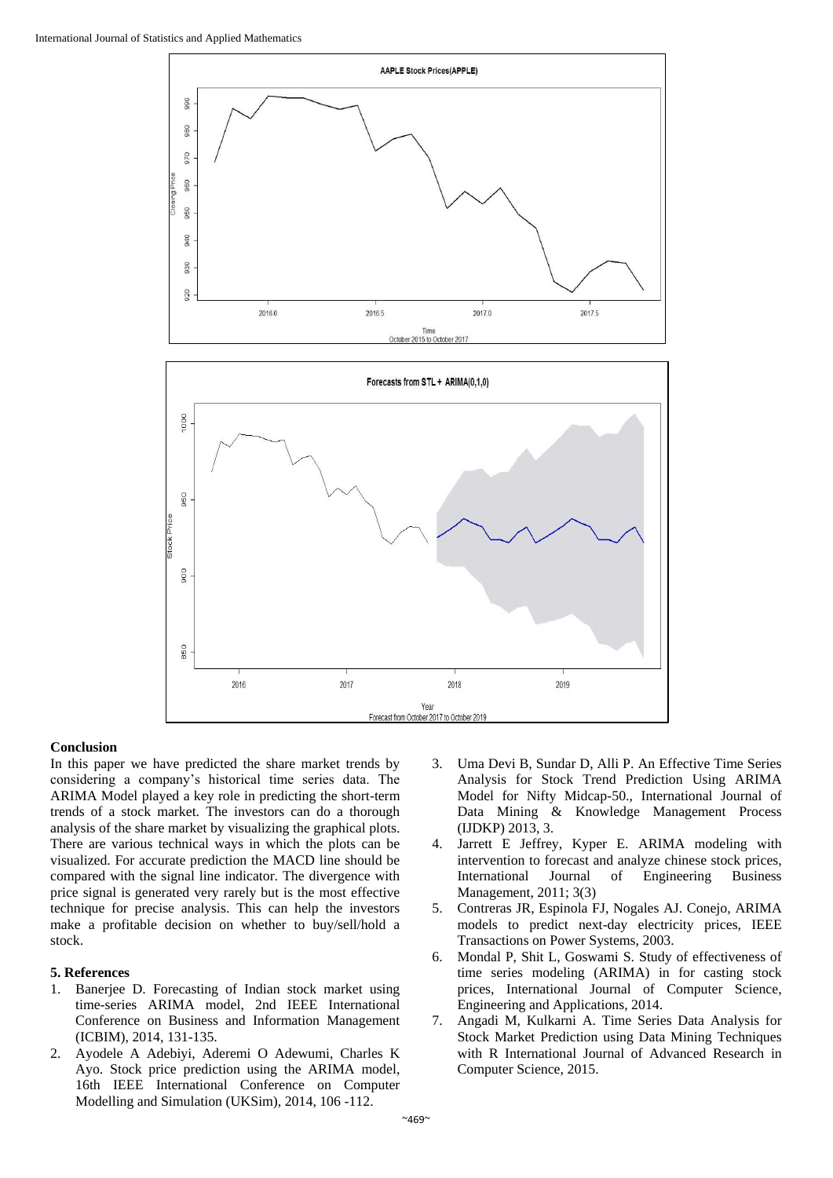AAPLE Stock Prices(APPLE)

Closing Price

990
980
970
960
950
940
930
920

2016.0
2016.5
2017.0
2017.5

Time
October 2015 to October 2017

Forecasts from STL + ARIMA(0,1,0)

Stock Price

1000
950
900
850

2016
2017
2018
2019

Year
Forecast from October 2017 to October 2019

## Conclusion

In this paper we have predicted the share market trends by considering a company's historical time series data. The ARIMA Model played a key role in predicting the short-term trends of a stock market. The investors can do a thorough analysis of the share market by visualizing the graphical plots. There are various technical ways in which the plots can be visualized. For accurate prediction the MACD line should be compared with the signal line indicator. The divergence with price signal is generated very rarely but is the most effective technique for precise analysis. This can help the investors make a profitable decision on whether to buy/sell/hold a stock.

## 5. References

1. Banerjee D. Forecasting of Indian stock market using time-series ARIMA model, 2nd IEEE International Conference on Business and Information Management (ICBIM), 2014, 131-135.
2. Ayodele A Adebiyi, Aderemi O Adewumi, Charles K Ayo. Stock price prediction using the ARIMA model, 16th IEEE International Conference on Computer Modelling and Simulation (UKSim), 2014, 106 -112.
3. Uma Devi B, Sundar D, Alli P. An Effective Time Series Analysis for Stock Trend Prediction Using ARIMA Model for Nifty Midcap-50., International Journal of Data Mining & Knowledge Management Process (IJDKP) 2013, 3.
4. Jarrett E Jeffrey, Kyper E. ARIMA modeling with intervention to forecast and analyze chinese stock prices, International Journal of Engineering Business Management, 2011; 3(3)
5. Contreras JR, Espinola FJ, Nogales AJ. Conejo, ARIMA models to predict next-day electricity prices, IEEE Transactions on Power Systems, 2003.
6. Mondal P, Shit L, Goswami S. Study of effectiveness of time series modeling (ARIMA) in for casting stock prices, International Journal of Computer Science, Engineering and Applications, 2014.
7. Angadi M, Kulkarni A. Time Series Data Analysis for Stock Market Prediction using Data Mining Techniques with R International Journal of Advanced Research in Computer Science, 2015.